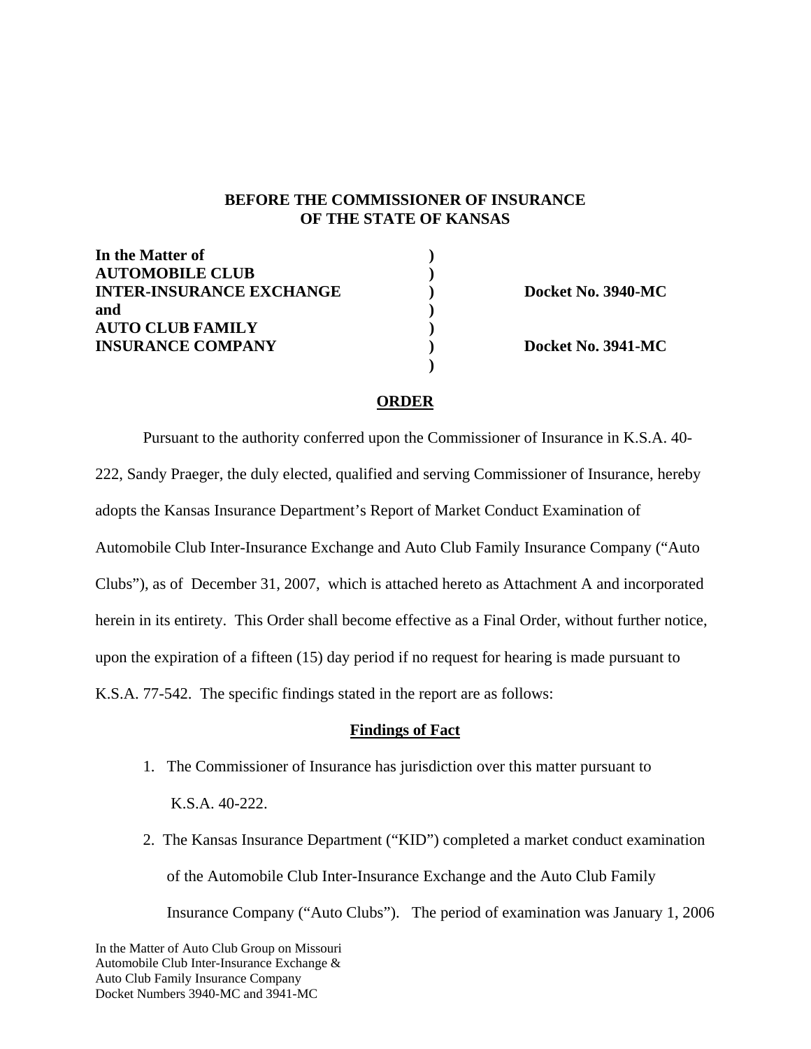**BEFORE THE COMMISSIONER OF INSURANCE**
**OF THE STATE OF KANSAS**

| | | |
|---|---|---|
| **In the Matter of** | **)** | |
| **AUTOMOBILE CLUB** | **)** | |
| **INTER-INSURANCE EXCHANGE** | **)** | **Docket No. 3940-MC** |
| **and** | **)** | |
| **AUTO CLUB FAMILY** | **)** | |
| **INSURANCE COMPANY** | **)** | **Docket No. 3941-MC** |
| | **)** | |

## ORDER

Pursuant to the authority conferred upon the Commissioner of Insurance in K.S.A. 40-222, Sandy Praeger, the duly elected, qualified and serving Commissioner of Insurance, hereby adopts the Kansas Insurance Department's Report of Market Conduct Examination of Automobile Club Inter-Insurance Exchange and Auto Club Family Insurance Company ("Auto Clubs"), as of December 31, 2007, which is attached hereto as Attachment A and incorporated herein in its entirety. This Order shall become effective as a Final Order, without further notice, upon the expiration of a fifteen (15) day period if no request for hearing is made pursuant to K.S.A. 77-542. The specific findings stated in the report are as follows:

## Findings of Fact

1. The Commissioner of Insurance has jurisdiction over this matter pursuant to K.S.A. 40-222.
2. The Kansas Insurance Department ("KID") completed a market conduct examination of the Automobile Club Inter-Insurance Exchange and the Auto Club Family Insurance Company ("Auto Clubs"). The period of examination was January 1, 2006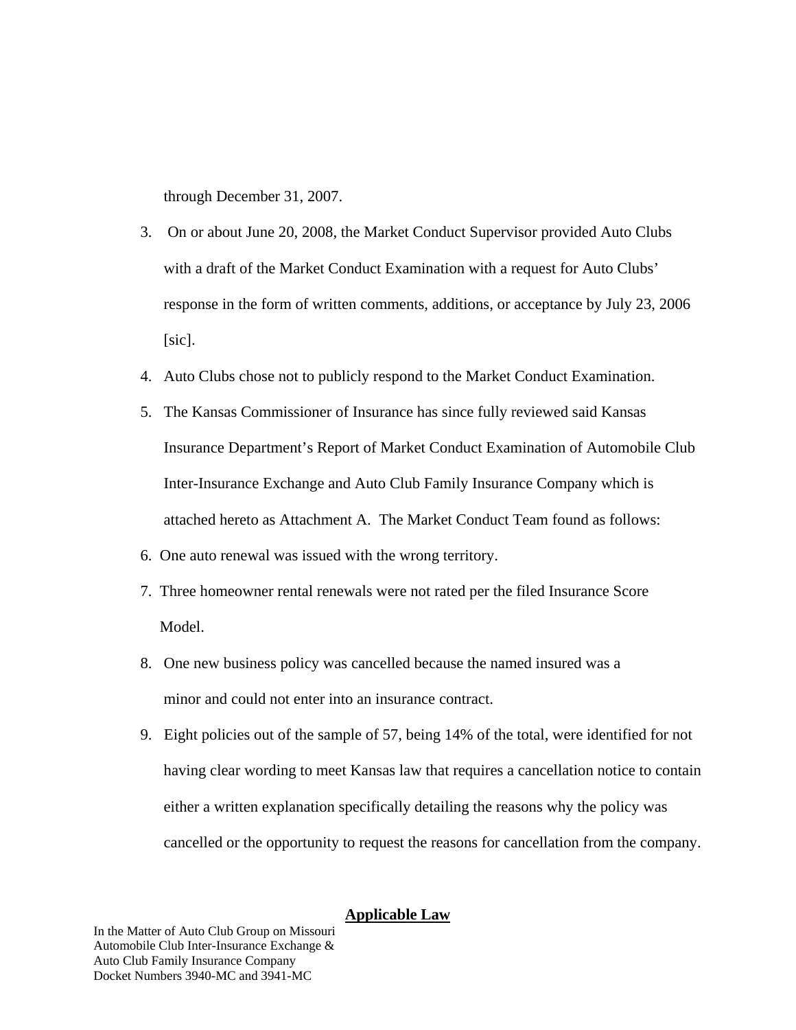through December 31, 2007.

3. On or about June 20, 2008, the Market Conduct Supervisor provided Auto Clubs with a draft of the Market Conduct Examination with a request for Auto Clubs' response in the form of written comments, additions, or acceptance by July 23, 2006 [sic].

4. Auto Clubs chose not to publicly respond to the Market Conduct Examination.

5. The Kansas Commissioner of Insurance has since fully reviewed said Kansas Insurance Department's Report of Market Conduct Examination of Automobile Club Inter-Insurance Exchange and Auto Club Family Insurance Company which is attached hereto as Attachment A. The Market Conduct Team found as follows:

6. One auto renewal was issued with the wrong territory.

7. Three homeowner rental renewals were not rated per the filed Insurance Score Model.

8. One new business policy was cancelled because the named insured was a minor and could not enter into an insurance contract.

9. Eight policies out of the sample of 57, being 14% of the total, were identified for not having clear wording to meet Kansas law that requires a cancellation notice to contain either a written explanation specifically detailing the reasons why the policy was cancelled or the opportunity to request the reasons for cancellation from the company.

## Applicable Law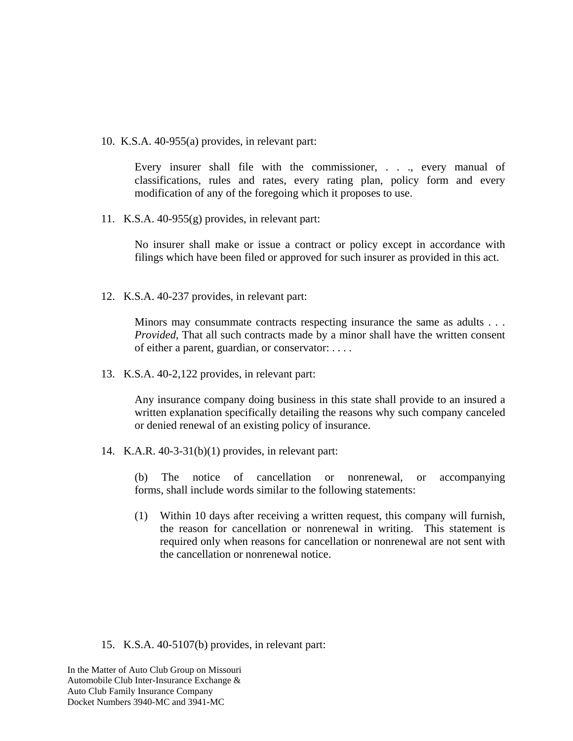10. K.S.A. 40-955(a) provides, in relevant part:

> Every insurer shall file with the commissioner, . . ., every manual of classifications, rules and rates, every rating plan, policy form and every modification of any of the foregoing which it proposes to use.

11. K.S.A. 40-955(g) provides, in relevant part:

> No insurer shall make or issue a contract or policy except in accordance with filings which have been filed or approved for such insurer as provided in this act.

12. K.S.A. 40-237 provides, in relevant part:

> Minors may consummate contracts respecting insurance the same as adults . . . *Provided*, That all such contracts made by a minor shall have the written consent of either a parent, guardian, or conservator: . . . .

13. K.S.A. 40-2,122 provides, in relevant part:

> Any insurance company doing business in this state shall provide to an insured a written explanation specifically detailing the reasons why such company canceled or denied renewal of an existing policy of insurance.

14. K.A.R. 40-3-31(b)(1) provides, in relevant part:

> (b) The notice of cancellation or nonrenewal, or accompanying forms, shall include words similar to the following statements:
>
> (1) Within 10 days after receiving a written request, this company will furnish, the reason for cancellation or nonrenewal in writing. This statement is required only when reasons for cancellation or nonrenewal are not sent with the cancellation or nonrenewal notice.

15. K.S.A. 40-5107(b) provides, in relevant part: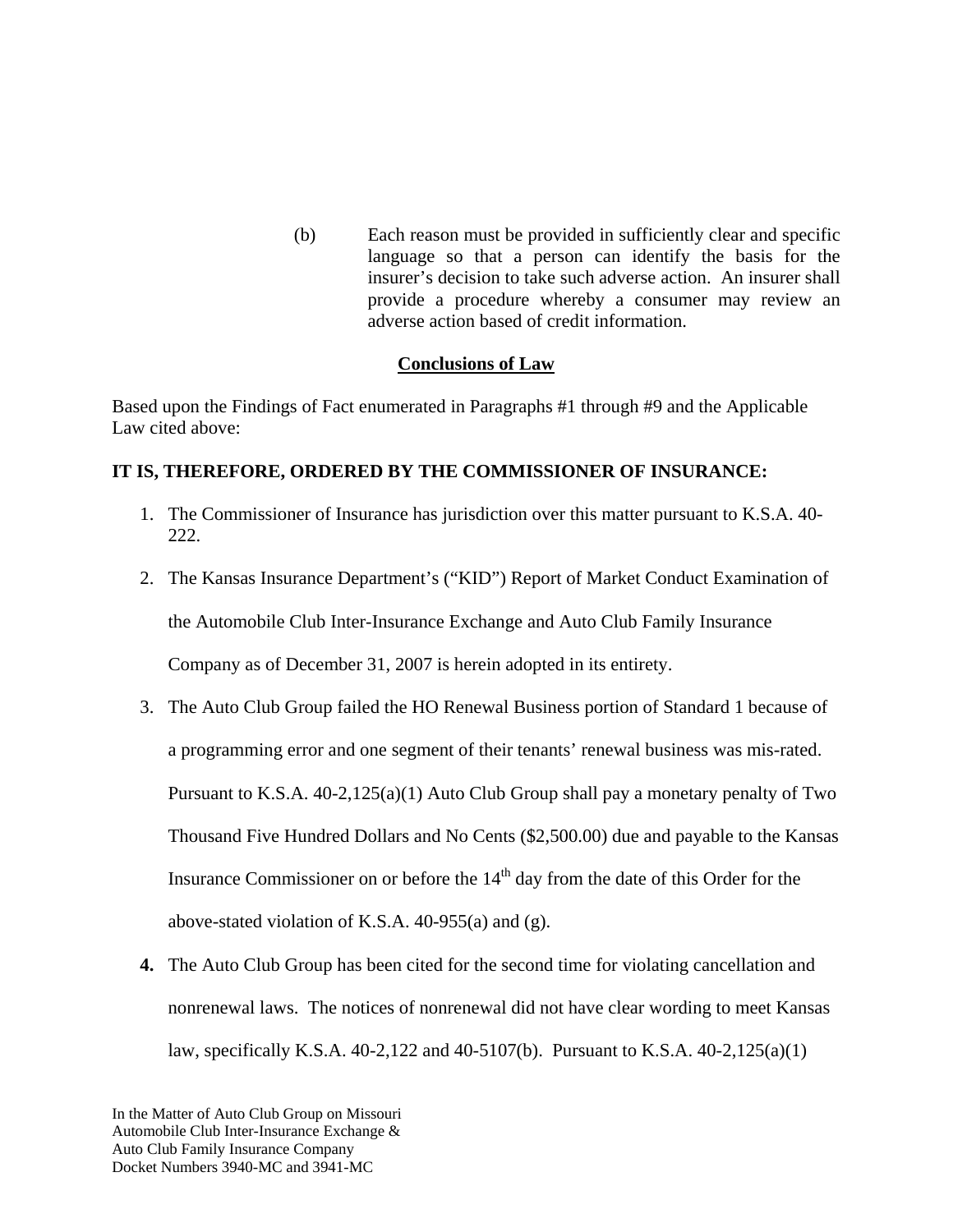(b) Each reason must be provided in sufficiently clear and specific language so that a person can identify the basis for the insurer's decision to take such adverse action. An insurer shall provide a procedure whereby a consumer may review an adverse action based of credit information.

## Conclusions of Law

Based upon the Findings of Fact enumerated in Paragraphs #1 through #9 and the Applicable Law cited above:

**IT IS, THEREFORE, ORDERED BY THE COMMISSIONER OF INSURANCE:**

1. The Commissioner of Insurance has jurisdiction over this matter pursuant to K.S.A. 40-222.

2. The Kansas Insurance Department's ("KID") Report of Market Conduct Examination of the Automobile Club Inter-Insurance Exchange and Auto Club Family Insurance Company as of December 31, 2007 is herein adopted in its entirety.

3. The Auto Club Group failed the HO Renewal Business portion of Standard 1 because of a programming error and one segment of their tenants' renewal business was mis-rated. Pursuant to K.S.A. 40-2,125(a)(1) Auto Club Group shall pay a monetary penalty of Two Thousand Five Hundred Dollars and No Cents ($2,500.00) due and payable to the Kansas Insurance Commissioner on or before the 14th day from the date of this Order for the above-stated violation of K.S.A. 40-955(a) and (g).

4. The Auto Club Group has been cited for the second time for violating cancellation and nonrenewal laws. The notices of nonrenewal did not have clear wording to meet Kansas law, specifically K.S.A. 40-2,122 and 40-5107(b). Pursuant to K.S.A. 40-2,125(a)(1)

In the Matter of Auto Club Group on Missouri
Automobile Club Inter-Insurance Exchange &
Auto Club Family Insurance Company
Docket Numbers 3940-MC and 3941-MC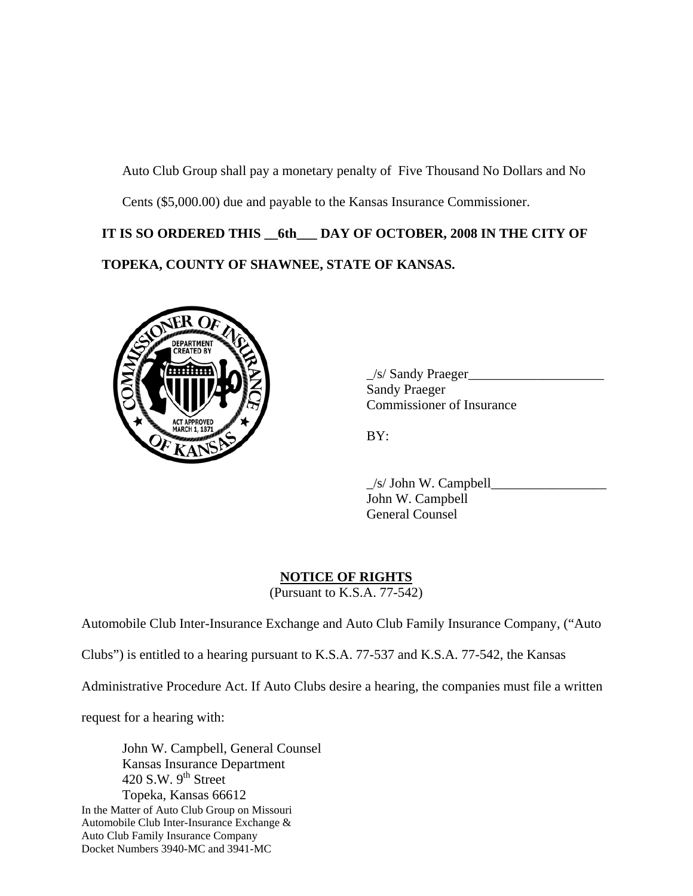Auto Club Group shall pay a monetary penalty of Five Thousand No Dollars and No Cents ($5,000.00) due and payable to the Kansas Insurance Commissioner.

**IT IS SO ORDERED THIS __6th___ DAY OF OCTOBER, 2008 IN THE CITY OF TOPEKA, COUNTY OF SHAWNEE, STATE OF KANSAS.**

_/s/ Sandy Praeger____________________
Sandy Praeger
Commissioner of Insurance

BY:

_/s/ John W. Campbell_________________
John W. Campbell
General Counsel

**NOTICE OF RIGHTS**
(Pursuant to K.S.A. 77-542)

Automobile Club Inter-Insurance Exchange and Auto Club Family Insurance Company, ("Auto Clubs") is entitled to a hearing pursuant to K.S.A. 77-537 and K.S.A. 77-542, the Kansas Administrative Procedure Act. If Auto Clubs desire a hearing, the companies must file a written request for a hearing with:

John W. Campbell, General Counsel
Kansas Insurance Department
420 S.W. 9th Street
Topeka, Kansas 66612

In the Matter of Auto Club Group on Missouri
Automobile Club Inter-Insurance Exchange &
Auto Club Family Insurance Company
Docket Numbers 3940-MC and 3941-MC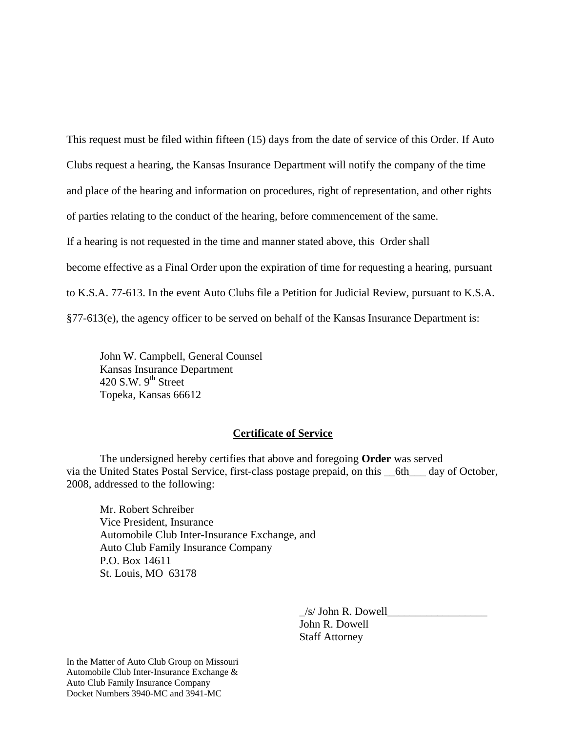This request must be filed within fifteen (15) days from the date of service of this Order. If Auto Clubs request a hearing, the Kansas Insurance Department will notify the company of the time and place of the hearing and information on procedures, right of representation, and other rights of parties relating to the conduct of the hearing, before commencement of the same.

If a hearing is not requested in the time and manner stated above, this Order shall become effective as a Final Order upon the expiration of time for requesting a hearing, pursuant to K.S.A. 77-613. In the event Auto Clubs file a Petition for Judicial Review, pursuant to K.S.A. §77-613(e), the agency officer to be served on behalf of the Kansas Insurance Department is:

John W. Campbell, General Counsel
Kansas Insurance Department
420 S.W. 9th Street
Topeka, Kansas 66612

**Certificate of Service**

The undersigned hereby certifies that above and foregoing **Order** was served via the United States Postal Service, first-class postage prepaid, on this __6th___ day of October, 2008, addressed to the following:

Mr. Robert Schreiber
Vice President, Insurance
Automobile Club Inter-Insurance Exchange, and
Auto Club Family Insurance Company
P.O. Box 14611
St. Louis, MO 63178

_/s/ John R. Dowell__________________
John R. Dowell
Staff Attorney

In the Matter of Auto Club Group on Missouri
Automobile Club Inter-Insurance Exchange &
Auto Club Family Insurance Company
Docket Numbers 3940-MC and 3941-MC